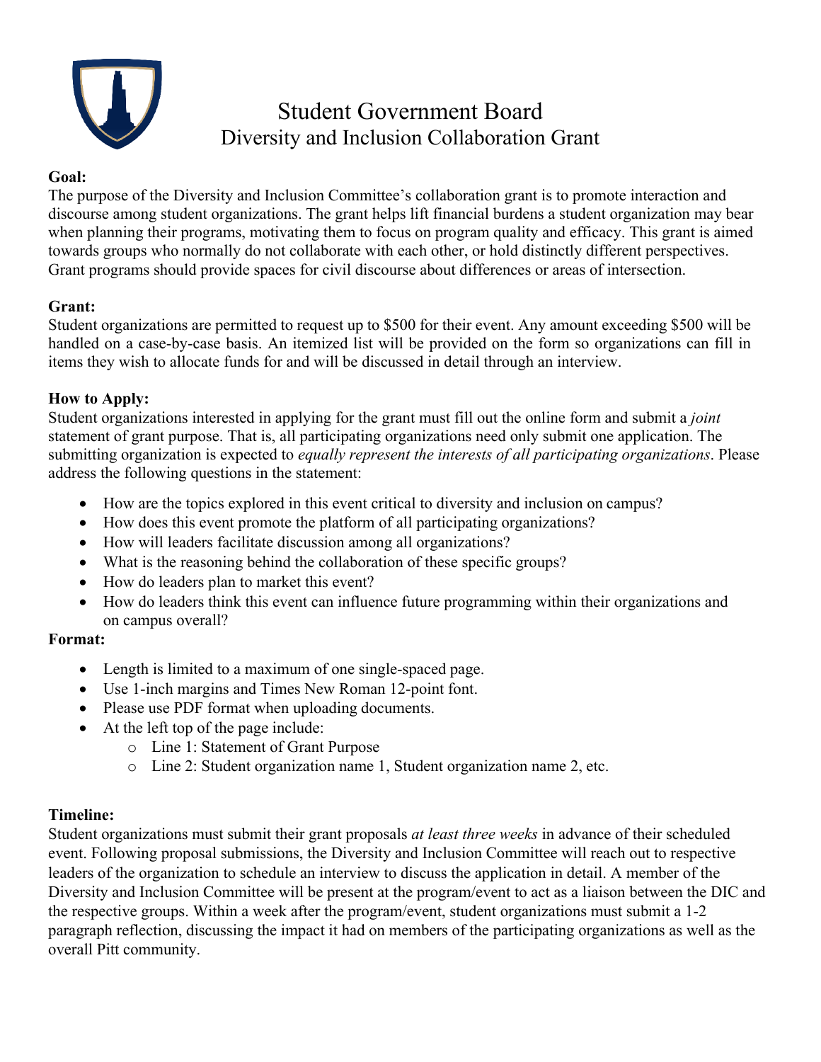# Student Government Board
## Diversity and Inclusion Collaboration Grant

**Goal:**
The purpose of the Diversity and Inclusion Committee's collaboration grant is to promote interaction and discourse among student organizations. The grant helps lift financial burdens a student organization may bear when planning their programs, motivating them to focus on program quality and efficacy. This grant is aimed towards groups who normally do not collaborate with each other, or hold distinctly different perspectives. Grant programs should provide spaces for civil discourse about differences or areas of intersection.

**Grant:**
Student organizations are permitted to request up to $500 for their event. Any amount exceeding $500 will be handled on a case-by-case basis. An itemized list will be provided on the form so organizations can fill in items they wish to allocate funds for and will be discussed in detail through an interview.

**How to Apply:**
Student organizations interested in applying for the grant must fill out the online form and submit a *joint* statement of grant purpose. That is, all participating organizations need only submit one application. The submitting organization is expected to *equally represent the interests of all participating organizations*. Please address the following questions in the statement:

- How are the topics explored in this event critical to diversity and inclusion on campus?
- How does this event promote the platform of all participating organizations?
- How will leaders facilitate discussion among all organizations?
- What is the reasoning behind the collaboration of these specific groups?
- How do leaders plan to market this event?
- How do leaders think this event can influence future programming within their organizations and on campus overall?

**Format:**

- Length is limited to a maximum of one single-spaced page.
- Use 1-inch margins and Times New Roman 12-point font.
- Please use PDF format when uploading documents.
- At the left top of the page include:
  - Line 1: Statement of Grant Purpose
  - Line 2: Student organization name 1, Student organization name 2, etc.

**Timeline:**
Student organizations must submit their grant proposals *at least three weeks* in advance of their scheduled event. Following proposal submissions, the Diversity and Inclusion Committee will reach out to respective leaders of the organization to schedule an interview to discuss the application in detail. A member of the Diversity and Inclusion Committee will be present at the program/event to act as a liaison between the DIC and the respective groups. Within a week after the program/event, student organizations must submit a 1-2 paragraph reflection, discussing the impact it had on members of the participating organizations as well as the overall Pitt community.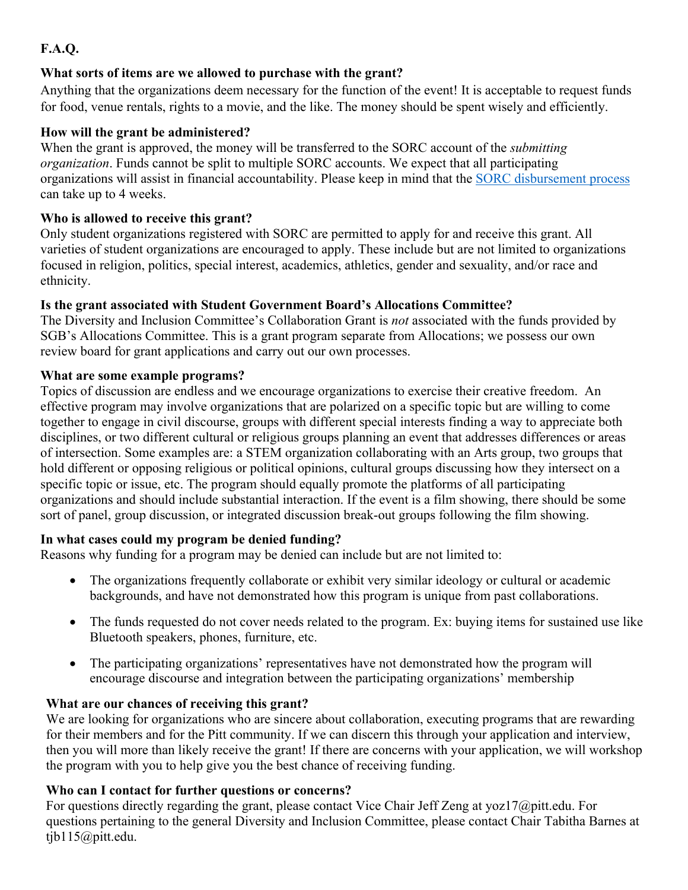**F.A.Q.**

**What sorts of items are we allowed to purchase with the grant?**
Anything that the organizations deem necessary for the function of the event! It is acceptable to request funds for food, venue rentals, rights to a movie, and the like. The money should be spent wisely and efficiently.

**How will the grant be administered?**
When the grant is approved, the money will be transferred to the SORC account of the *submitting organization*. Funds cannot be split to multiple SORC accounts. We expect that all participating organizations will assist in financial accountability. Please keep in mind that the SORC disbursement process can take up to 4 weeks.

**Who is allowed to receive this grant?**
Only student organizations registered with SORC are permitted to apply for and receive this grant. All varieties of student organizations are encouraged to apply. These include but are not limited to organizations focused in religion, politics, special interest, academics, athletics, gender and sexuality, and/or race and ethnicity.

**Is the grant associated with Student Government Board's Allocations Committee?**
The Diversity and Inclusion Committee's Collaboration Grant is *not* associated with the funds provided by SGB's Allocations Committee. This is a grant program separate from Allocations; we possess our own review board for grant applications and carry out our own processes.

**What are some example programs?**
Topics of discussion are endless and we encourage organizations to exercise their creative freedom. An effective program may involve organizations that are polarized on a specific topic but are willing to come together to engage in civil discourse, groups with different special interests finding a way to appreciate both disciplines, or two different cultural or religious groups planning an event that addresses differences or areas of intersection. Some examples are: a STEM organization collaborating with an Arts group, two groups that hold different or opposing religious or political opinions, cultural groups discussing how they intersect on a specific topic or issue, etc. The program should equally promote the platforms of all participating organizations and should include substantial interaction. If the event is a film showing, there should be some sort of panel, group discussion, or integrated discussion break-out groups following the film showing.

**In what cases could my program be denied funding?**
Reasons why funding for a program may be denied can include but are not limited to:

- The organizations frequently collaborate or exhibit very similar ideology or cultural or academic backgrounds, and have not demonstrated how this program is unique from past collaborations.
- The funds requested do not cover needs related to the program. Ex: buying items for sustained use like Bluetooth speakers, phones, furniture, etc.
- The participating organizations' representatives have not demonstrated how the program will encourage discourse and integration between the participating organizations' membership

**What are our chances of receiving this grant?**
We are looking for organizations who are sincere about collaboration, executing programs that are rewarding for their members and for the Pitt community. If we can discern this through your application and interview, then you will more than likely receive the grant! If there are concerns with your application, we will workshop the program with you to help give you the best chance of receiving funding.

**Who can I contact for further questions or concerns?**
For questions directly regarding the grant, please contact Vice Chair Jeff Zeng at yoz17@pitt.edu. For questions pertaining to the general Diversity and Inclusion Committee, please contact Chair Tabitha Barnes at tjb115@pitt.edu.